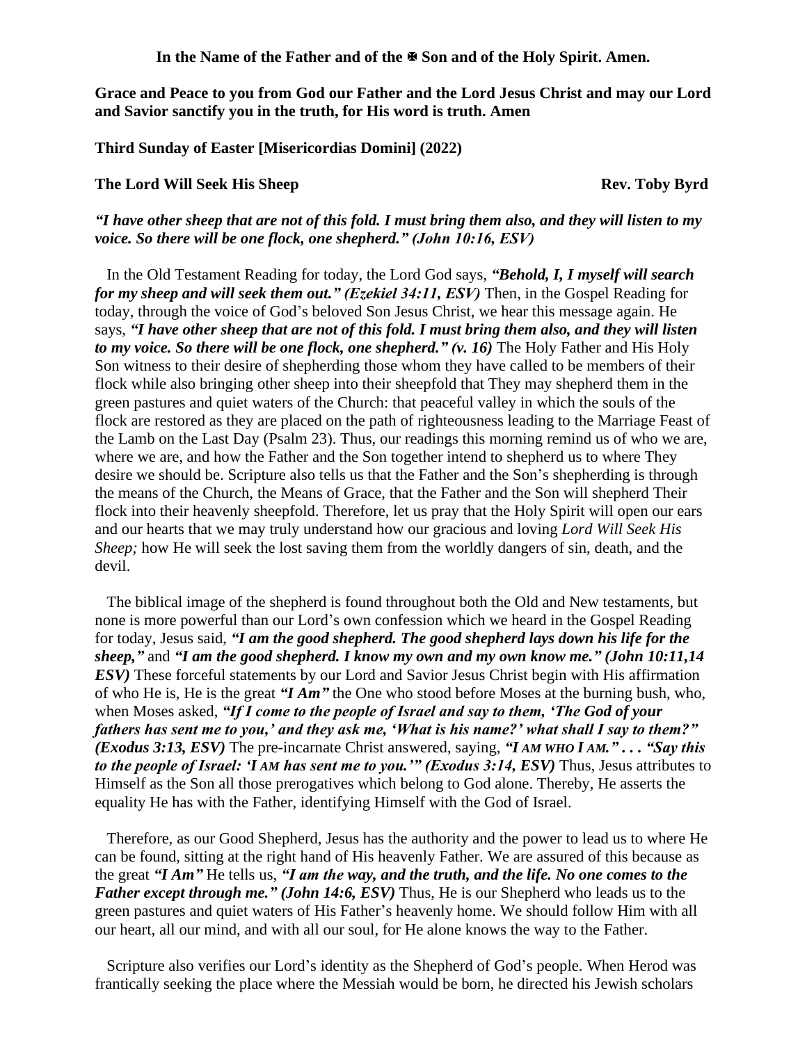**In the Name of the Father and of the ✠ Son and of the Holy Spirit. Amen.**

**Grace and Peace to you from God our Father and the Lord Jesus Christ and may our Lord and Savior sanctify you in the truth, for His word is truth. Amen**

**Third Sunday of Easter [Misericordias Domini] (2022)**

**The Lord Will Seek His Sheep** **Rev. Toby Byrd**

***"I have other sheep that are not of this fold. I must bring them also, and they will listen to my voice. So there will be one flock, one shepherd." (John 10:16, ESV)***

In the Old Testament Reading for today, the Lord God says, ***"Behold, I, I myself will search for my sheep and will seek them out." (Ezekiel 34:11, ESV)*** Then, in the Gospel Reading for today, through the voice of God's beloved Son Jesus Christ, we hear this message again. He says, ***"I have other sheep that are not of this fold. I must bring them also, and they will listen to my voice. So there will be one flock, one shepherd." (v. 16)*** The Holy Father and His Holy Son witness to their desire of shepherding those whom they have called to be members of their flock while also bringing other sheep into their sheepfold that They may shepherd them in the green pastures and quiet waters of the Church: that peaceful valley in which the souls of the flock are restored as they are placed on the path of righteousness leading to the Marriage Feast of the Lamb on the Last Day (Psalm 23). Thus, our readings this morning remind us of who we are, where we are, and how the Father and the Son together intend to shepherd us to where They desire we should be. Scripture also tells us that the Father and the Son's shepherding is through the means of the Church, the Means of Grace, that the Father and the Son will shepherd Their flock into their heavenly sheepfold. Therefore, let us pray that the Holy Spirit will open our ears and our hearts that we may truly understand how our gracious and loving *Lord Will Seek His Sheep;* how He will seek the lost saving them from the worldly dangers of sin, death, and the devil.

The biblical image of the shepherd is found throughout both the Old and New testaments, but none is more powerful than our Lord's own confession which we heard in the Gospel Reading for today, Jesus said, ***"I am the good shepherd. The good shepherd lays down his life for the sheep,"*** and ***"I am the good shepherd. I know my own and my own know me." (John 10:11,14 ESV)*** These forceful statements by our Lord and Savior Jesus Christ begin with His affirmation of who He is, He is the great ***"I Am"*** the One who stood before Moses at the burning bush, who, when Moses asked, ***"If I come to the people of Israel and say to them, 'The God of your fathers has sent me to you,' and they ask me, 'What is his name?' what shall I say to them?" (Exodus 3:13, ESV)*** The pre-incarnate Christ answered, saying, ***"I AM WHO I AM." . . . "Say this to the people of Israel: 'I AM has sent me to you.'" (Exodus 3:14, ESV)*** Thus, Jesus attributes to Himself as the Son all those prerogatives which belong to God alone. Thereby, He asserts the equality He has with the Father, identifying Himself with the God of Israel.

Therefore, as our Good Shepherd, Jesus has the authority and the power to lead us to where He can be found, sitting at the right hand of His heavenly Father. We are assured of this because as the great ***"I Am"*** He tells us, ***"I am the way, and the truth, and the life. No one comes to the Father except through me." (John 14:6, ESV)*** Thus, He is our Shepherd who leads us to the green pastures and quiet waters of His Father's heavenly home. We should follow Him with all our heart, all our mind, and with all our soul, for He alone knows the way to the Father.

Scripture also verifies our Lord's identity as the Shepherd of God's people. When Herod was frantically seeking the place where the Messiah would be born, he directed his Jewish scholars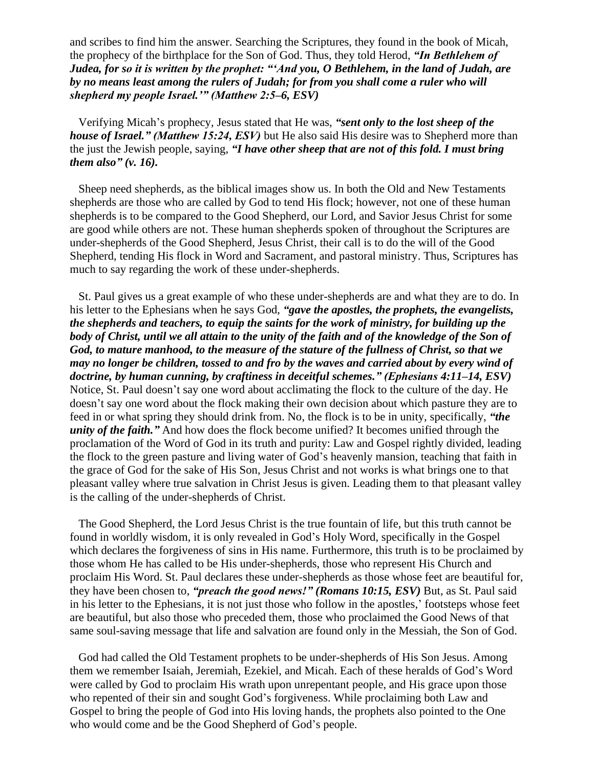and scribes to find him the answer. Searching the Scriptures, they found in the book of Micah, the prophecy of the birthplace for the Son of God. Thus, they told Herod, ***"In Bethlehem of Judea, for so it is written by the prophet: "'And you, O Bethlehem, in the land of Judah, are by no means least among the rulers of Judah; for from you shall come a ruler who will shepherd my people Israel.'" (Matthew 2:5–6, ESV)***

Verifying Micah's prophecy, Jesus stated that He was, ***"sent only to the lost sheep of the house of Israel." (Matthew 15:24, ESV)*** but He also said His desire was to Shepherd more than the just the Jewish people, saying, ***"I have other sheep that are not of this fold. I must bring them also" (v. 16).***

Sheep need shepherds, as the biblical images show us. In both the Old and New Testaments shepherds are those who are called by God to tend His flock; however, not one of these human shepherds is to be compared to the Good Shepherd, our Lord, and Savior Jesus Christ for some are good while others are not. These human shepherds spoken of throughout the Scriptures are under-shepherds of the Good Shepherd, Jesus Christ, their call is to do the will of the Good Shepherd, tending His flock in Word and Sacrament, and pastoral ministry. Thus, Scriptures has much to say regarding the work of these under-shepherds.

St. Paul gives us a great example of who these under-shepherds are and what they are to do. In his letter to the Ephesians when he says God, ***"gave the apostles, the prophets, the evangelists, the shepherds and teachers, to equip the saints for the work of ministry, for building up the body of Christ, until we all attain to the unity of the faith and of the knowledge of the Son of God, to mature manhood, to the measure of the stature of the fullness of Christ, so that we may no longer be children, tossed to and fro by the waves and carried about by every wind of doctrine, by human cunning, by craftiness in deceitful schemes." (Ephesians 4:11–14, ESV)*** Notice, St. Paul doesn't say one word about acclimating the flock to the culture of the day. He doesn't say one word about the flock making their own decision about which pasture they are to feed in or what spring they should drink from. No, the flock is to be in unity, specifically, ***"the unity of the faith."*** And how does the flock become unified? It becomes unified through the proclamation of the Word of God in its truth and purity: Law and Gospel rightly divided, leading the flock to the green pasture and living water of God's heavenly mansion, teaching that faith in the grace of God for the sake of His Son, Jesus Christ and not works is what brings one to that pleasant valley where true salvation in Christ Jesus is given. Leading them to that pleasant valley is the calling of the under-shepherds of Christ.

The Good Shepherd, the Lord Jesus Christ is the true fountain of life, but this truth cannot be found in worldly wisdom, it is only revealed in God's Holy Word, specifically in the Gospel which declares the forgiveness of sins in His name. Furthermore, this truth is to be proclaimed by those whom He has called to be His under-shepherds, those who represent His Church and proclaim His Word. St. Paul declares these under-shepherds as those whose feet are beautiful for, they have been chosen to, ***"preach the good news!" (Romans 10:15, ESV)*** But, as St. Paul said in his letter to the Ephesians, it is not just those who follow in the apostles,' footsteps whose feet are beautiful, but also those who preceded them, those who proclaimed the Good News of that same soul-saving message that life and salvation are found only in the Messiah, the Son of God.

God had called the Old Testament prophets to be under-shepherds of His Son Jesus. Among them we remember Isaiah, Jeremiah, Ezekiel, and Micah. Each of these heralds of God's Word were called by God to proclaim His wrath upon unrepentant people, and His grace upon those who repented of their sin and sought God's forgiveness. While proclaiming both Law and Gospel to bring the people of God into His loving hands, the prophets also pointed to the One who would come and be the Good Shepherd of God's people.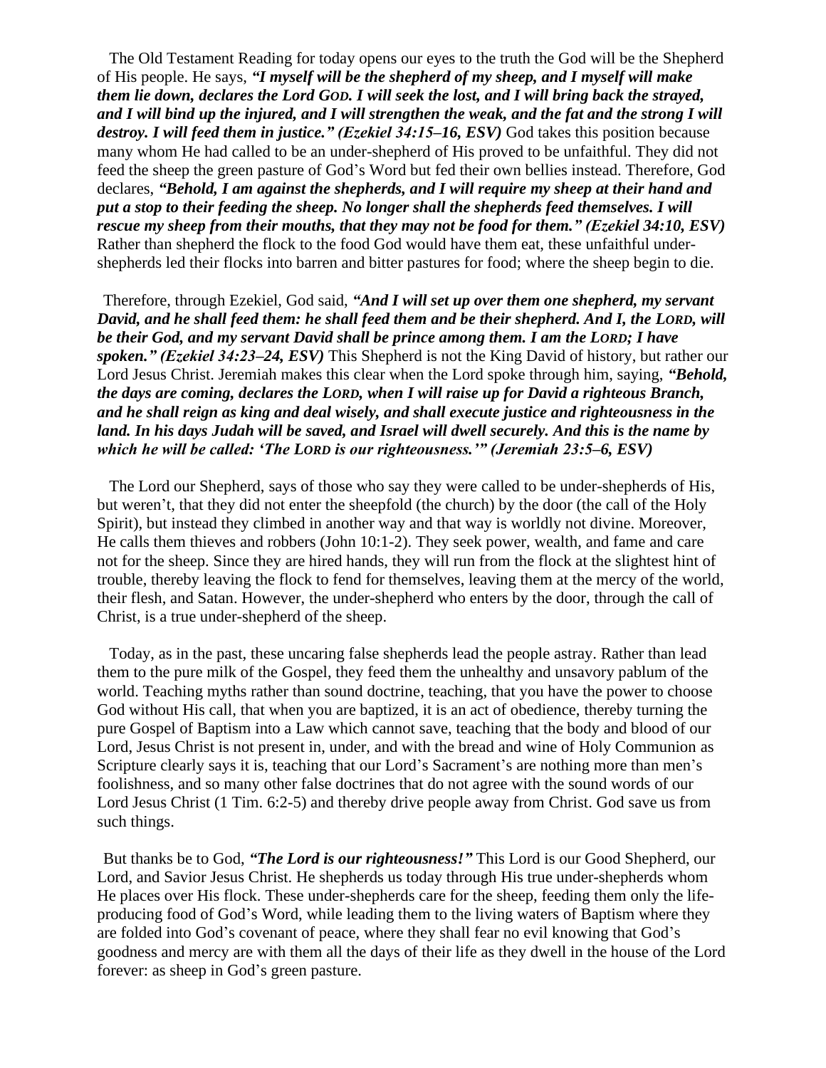The Old Testament Reading for today opens our eyes to the truth the God will be the Shepherd of His people. He says, ***"I myself will be the shepherd of my sheep, and I myself will make them lie down, declares the Lord GOD. I will seek the lost, and I will bring back the strayed, and I will bind up the injured, and I will strengthen the weak, and the fat and the strong I will destroy. I will feed them in justice." (Ezekiel 34:15–16, ESV)*** God takes this position because many whom He had called to be an under-shepherd of His proved to be unfaithful. They did not feed the sheep the green pasture of God's Word but fed their own bellies instead. Therefore, God declares, ***"Behold, I am against the shepherds, and I will require my sheep at their hand and put a stop to their feeding the sheep. No longer shall the shepherds feed themselves. I will rescue my sheep from their mouths, that they may not be food for them." (Ezekiel 34:10, ESV)*** Rather than shepherd the flock to the food God would have them eat, these unfaithful under-shepherds led their flocks into barren and bitter pastures for food; where the sheep begin to die.

Therefore, through Ezekiel, God said, ***"And I will set up over them one shepherd, my servant David, and he shall feed them: he shall feed them and be their shepherd. And I, the LORD, will be their God, and my servant David shall be prince among them. I am the LORD; I have spoken." (Ezekiel 34:23–24, ESV)*** This Shepherd is not the King David of history, but rather our Lord Jesus Christ. Jeremiah makes this clear when the Lord spoke through him, saying, ***"Behold, the days are coming, declares the LORD, when I will raise up for David a righteous Branch, and he shall reign as king and deal wisely, and shall execute justice and righteousness in the land. In his days Judah will be saved, and Israel will dwell securely. And this is the name by which he will be called: 'The LORD is our righteousness.'" (Jeremiah 23:5–6, ESV)***

The Lord our Shepherd, says of those who say they were called to be under-shepherds of His, but weren't, that they did not enter the sheepfold (the church) by the door (the call of the Holy Spirit), but instead they climbed in another way and that way is worldly not divine. Moreover, He calls them thieves and robbers (John 10:1-2). They seek power, wealth, and fame and care not for the sheep. Since they are hired hands, they will run from the flock at the slightest hint of trouble, thereby leaving the flock to fend for themselves, leaving them at the mercy of the world, their flesh, and Satan. However, the under-shepherd who enters by the door, through the call of Christ, is a true under-shepherd of the sheep.

Today, as in the past, these uncaring false shepherds lead the people astray. Rather than lead them to the pure milk of the Gospel, they feed them the unhealthy and unsavory pablum of the world. Teaching myths rather than sound doctrine, teaching, that you have the power to choose God without His call, that when you are baptized, it is an act of obedience, thereby turning the pure Gospel of Baptism into a Law which cannot save, teaching that the body and blood of our Lord, Jesus Christ is not present in, under, and with the bread and wine of Holy Communion as Scripture clearly says it is, teaching that our Lord's Sacrament's are nothing more than men's foolishness, and so many other false doctrines that do not agree with the sound words of our Lord Jesus Christ (1 Tim. 6:2-5) and thereby drive people away from Christ. God save us from such things.

But thanks be to God, ***"The Lord is our righteousness!"*** This Lord is our Good Shepherd, our Lord, and Savior Jesus Christ. He shepherds us today through His true under-shepherds whom He places over His flock. These under-shepherds care for the sheep, feeding them only the life-producing food of God's Word, while leading them to the living waters of Baptism where they are folded into God's covenant of peace, where they shall fear no evil knowing that God's goodness and mercy are with them all the days of their life as they dwell in the house of the Lord forever: as sheep in God's green pasture.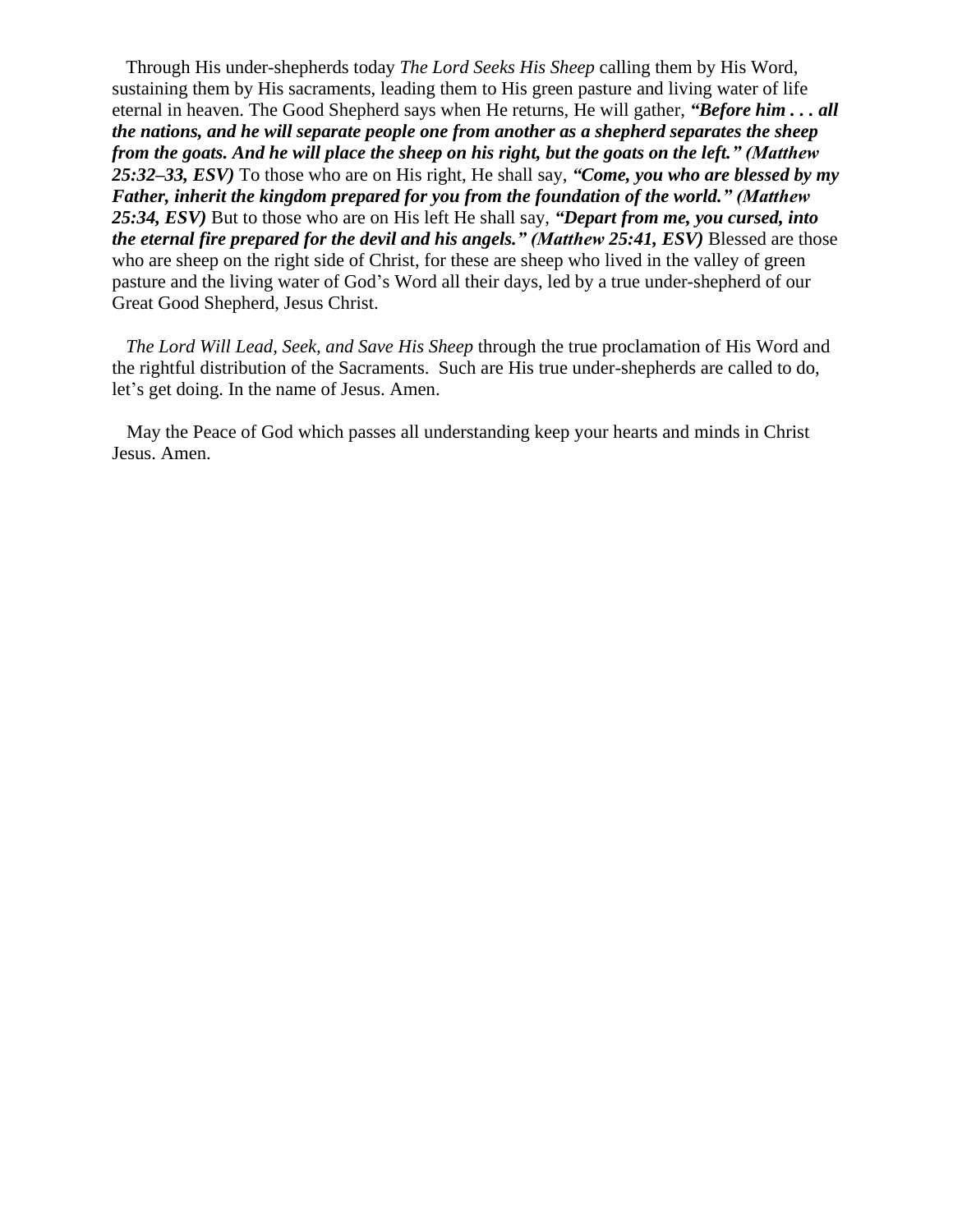Through His under-shepherds today *The Lord Seeks His Sheep* calling them by His Word, sustaining them by His sacraments, leading them to His green pasture and living water of life eternal in heaven. The Good Shepherd says when He returns, He will gather, ***"Before him . . . all the nations, and he will separate people one from another as a shepherd separates the sheep from the goats. And he will place the sheep on his right, but the goats on the left." (Matthew 25:32–33, ESV)*** To those who are on His right, He shall say, ***"Come, you who are blessed by my Father, inherit the kingdom prepared for you from the foundation of the world." (Matthew 25:34, ESV)*** But to those who are on His left He shall say, ***"Depart from me, you cursed, into the eternal fire prepared for the devil and his angels." (Matthew 25:41, ESV)*** Blessed are those who are sheep on the right side of Christ, for these are sheep who lived in the valley of green pasture and the living water of God's Word all their days, led by a true under-shepherd of our Great Good Shepherd, Jesus Christ.

*The Lord Will Lead, Seek, and Save His Sheep* through the true proclamation of His Word and the rightful distribution of the Sacraments. Such are His true under-shepherds are called to do, let's get doing. In the name of Jesus. Amen.

May the Peace of God which passes all understanding keep your hearts and minds in Christ Jesus. Amen.